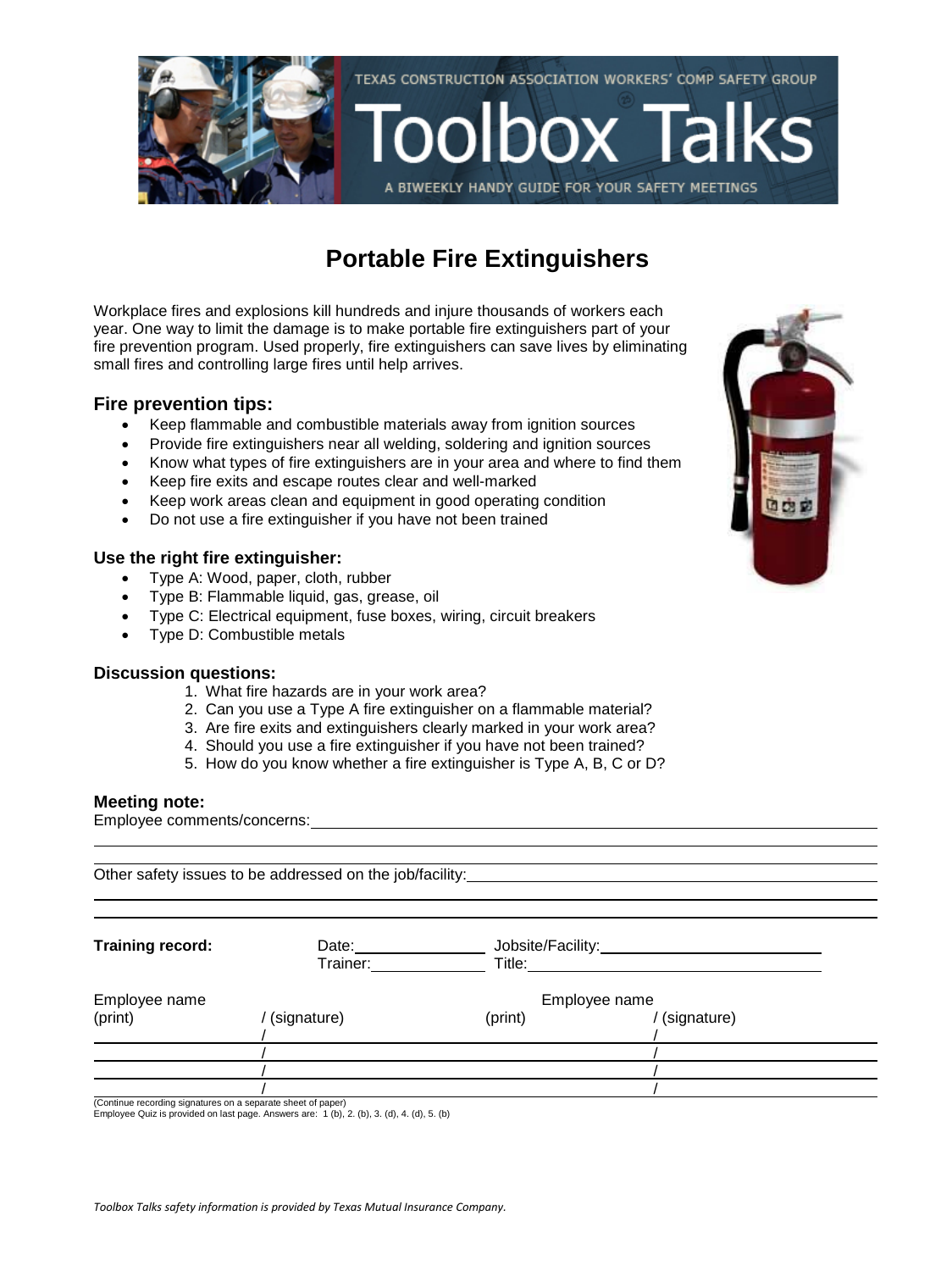TEXAS CONSTRUCTION ASSOCIATION WORKERS' COMP SAFETY GROUP

# Toolbox Talks

A BIWEEKLY HANDY GUIDE FOR YOUR SAFETY MEETINGS

## Portable Fire Extinguishers

Workplace fires and explosions kill hundreds and injure thousands of workers each year. One way to limit the damage is to make portable fire extinguishers part of your fire prevention program. Used properly, fire extinguishers can save lives by eliminating small fires and controlling large fires until help arrives.

### Fire prevention tips:

- Keep flammable and combustible materials away from ignition sources
- Provide fire extinguishers near all welding, soldering and ignition sources
- Know what types of fire extinguishers are in your area and where to find them
- Keep fire exits and escape routes clear and well-marked
- Keep work areas clean and equipment in good operating condition
- Do not use a fire extinguisher if you have not been trained

### Use the right fire extinguisher:

- Type A: Wood, paper, cloth, rubber
- Type B: Flammable liquid, gas, grease, oil
- Type C: Electrical equipment, fuse boxes, wiring, circuit breakers
- Type D: Combustible metals

### Discussion questions:

1. What fire hazards are in your work area?
2. Can you use a Type A fire extinguisher on a flammable material?
3. Are fire exits and extinguishers clearly marked in your work area?
4. Should you use a fire extinguisher if you have not been trained?
5. How do you know whether a fire extinguisher is Type A, B, C or D?

### Meeting note:

Employee comments/concerns: ______________________________

______________________________

Other safety issues to be addressed on the job/facility: ______________________________

______________________________

**Training record:** Date: __________ Jobsite/Facility: ______________________________

Trainer: __________ Title: ______________________________

| Employee name (print) | / (signature) | Employee name (print) | / (signature) |
|---|---|---|---|
| | / | | / |
| | / | | / |
| | / | | / |
| | / | | / |

(Continue recording signatures on a separate sheet of paper)

Employee Quiz is provided on last page. Answers are: 1 (b), 2. (b), 3. (d), 4. (d), 5. (b)

*Toolbox Talks safety information is provided by Texas Mutual Insurance Company.*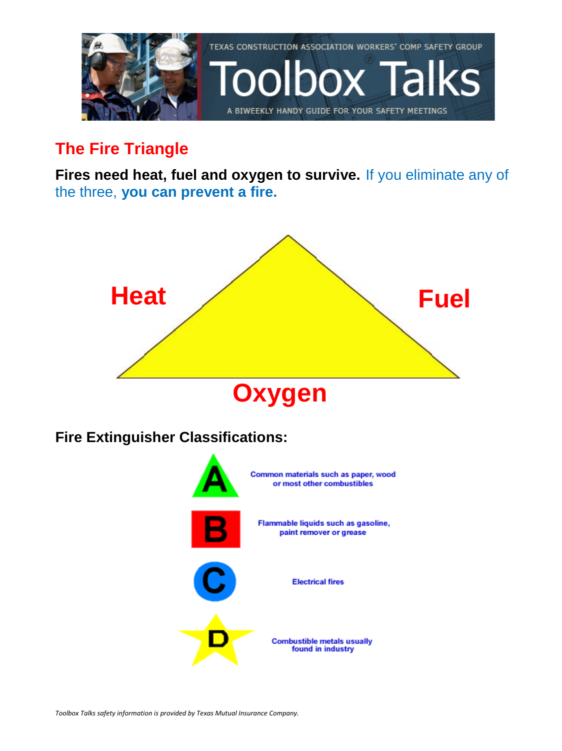## The Fire Triangle

**Fires need heat, fuel and oxygen to survive.** If you eliminate any of the three, **you can prevent a fire.**

Heat

Fuel

Oxygen

**Fire Extinguisher Classifications:**

A — Common materials such as paper, wood or most other combustibles

B — Flammable liquids such as gasoline, paint remover or grease

C — Electrical fires

D — Combustible metals usually found in industry

*Toolbox Talks safety information is provided by Texas Mutual Insurance Company.*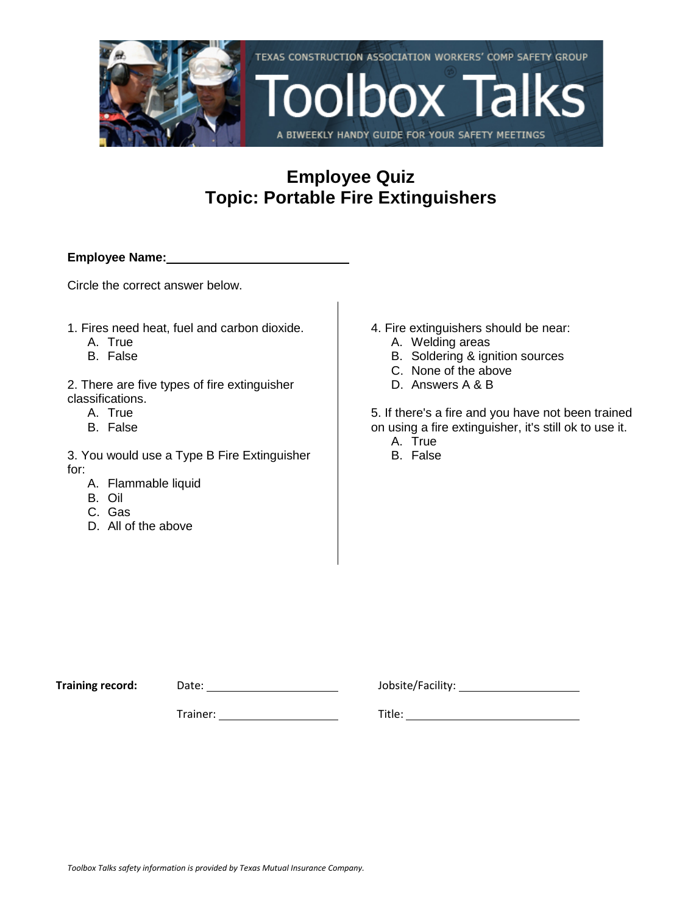TEXAS CONSTRUCTION ASSOCIATION WORKERS' COMP SAFETY GROUP

# Toolbox Talks

A BIWEEKLY HANDY GUIDE FOR YOUR SAFETY MEETINGS

## Employee Quiz
## Topic: Portable Fire Extinguishers

**Employee Name:**\_\_\_\_\_\_\_\_\_\_\_\_\_\_\_\_\_\_\_\_\_\_\_\_\_\_\_\_

Circle the correct answer below.

1. Fires need heat, fuel and carbon dioxide.
   A. True
   B. False

2. There are five types of fire extinguisher classifications.
   A. True
   B. False

3. You would use a Type B Fire Extinguisher for:
   A. Flammable liquid
   B. Oil
   C. Gas
   D. All of the above

4. Fire extinguishers should be near:
   A. Welding areas
   B. Soldering & ignition sources
   C. None of the above
   D. Answers A & B

5. If there's a fire and you have not been trained on using a fire extinguisher, it's still ok to use it.
   A. True
   B. False

**Training record:** Date: \_\_\_\_\_\_\_\_\_\_\_\_\_\_\_\_\_\_\_\_ Jobsite/Facility: \_\_\_\_\_\_\_\_\_\_\_\_\_\_\_\_\_\_\_\_

Trainer: \_\_\_\_\_\_\_\_\_\_\_\_\_\_\_\_\_\_\_\_ Title: \_\_\_\_\_\_\_\_\_\_\_\_\_\_\_\_\_\_\_\_

*Toolbox Talks safety information is provided by Texas Mutual Insurance Company.*